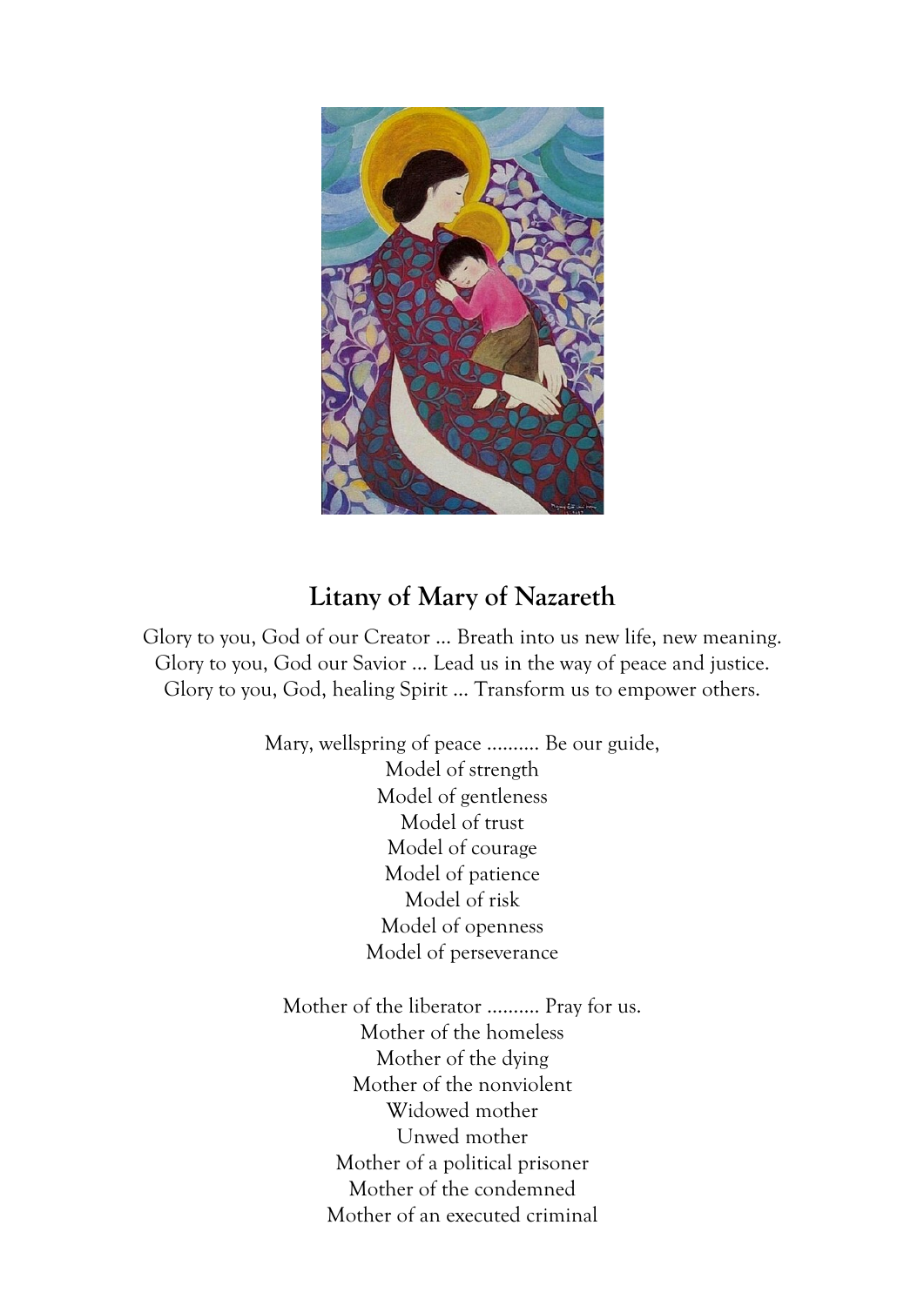## Litany of Mary of Nazareth

Glory to you, God of our Creator … Breath into us new life, new meaning.
Glory to you, God our Savior … Lead us in the way of peace and justice.
Glory to you, God, healing Spirit … Transform us to empower others.

Mary, wellspring of peace .......... Be our guide,
Model of strength
Model of gentleness
Model of trust
Model of courage
Model of patience
Model of risk
Model of openness
Model of perseverance

Mother of the liberator .......... Pray for us.
Mother of the homeless
Mother of the dying
Mother of the nonviolent
Widowed mother
Unwed mother
Mother of a political prisoner
Mother of the condemned
Mother of an executed criminal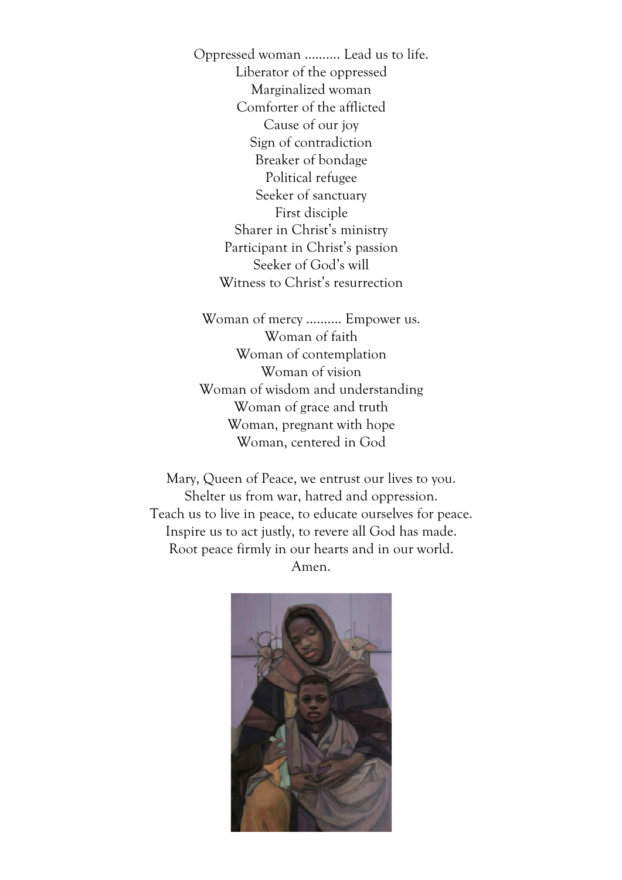Oppressed woman .......... Lead us to life.
Liberator of the oppressed
Marginalized woman
Comforter of the afflicted
Cause of our joy
Sign of contradiction
Breaker of bondage
Political refugee
Seeker of sanctuary
First disciple
Sharer in Christ's ministry
Participant in Christ's passion
Seeker of God's will
Witness to Christ's resurrection

Woman of mercy .......... Empower us.
Woman of faith
Woman of contemplation
Woman of vision
Woman of wisdom and understanding
Woman of grace and truth
Woman, pregnant with hope
Woman, centered in God

Mary, Queen of Peace, we entrust our lives to you.
Shelter us from war, hatred and oppression.
Teach us to live in peace, to educate ourselves for peace.
Inspire us to act justly, to revere all God has made.
Root peace firmly in our hearts and in our world.
Amen.